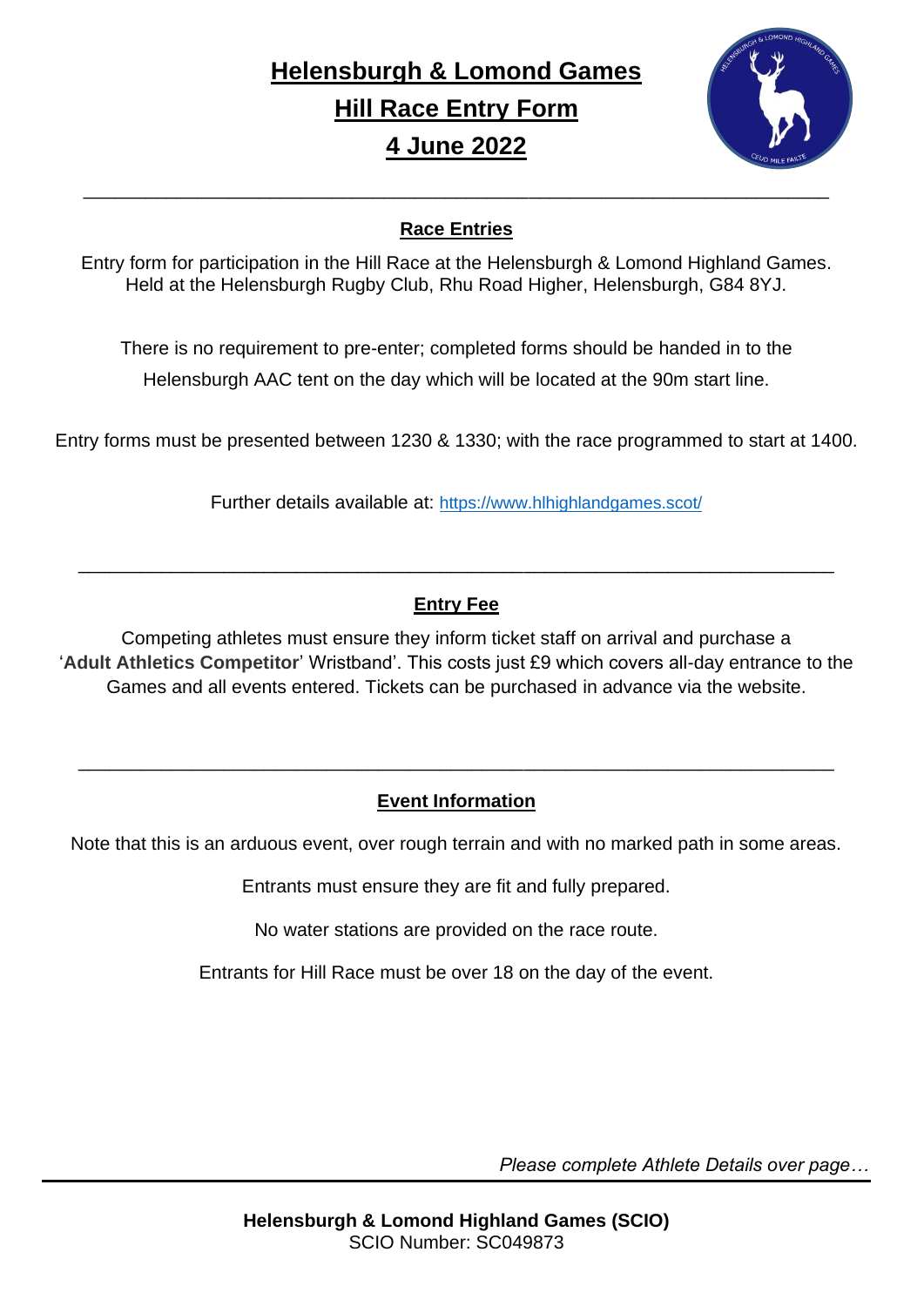# Helensburgh & Lomond Games
# Hill Race Entry Form
# 4 June 2022

---

## Race Entries

Entry form for participation in the Hill Race at the Helensburgh & Lomond Highland Games. Held at the Helensburgh Rugby Club, Rhu Road Higher, Helensburgh, G84 8YJ.

There is no requirement to pre-enter; completed forms should be handed in to the Helensburgh AAC tent on the day which will be located at the 90m start line.

Entry forms must be presented between 1230 & 1330; with the race programmed to start at 1400.

Further details available at: https://www.hlhighlandgames.scot/

---

## Entry Fee

Competing athletes must ensure they inform ticket staff on arrival and purchase a '**Adult Athletics Competitor**' Wristband'. This costs just £9 which covers all-day entrance to the Games and all events entered. Tickets can be purchased in advance via the website.

---

## Event Information

Note that this is an arduous event, over rough terrain and with no marked path in some areas.

Entrants must ensure they are fit and fully prepared.

No water stations are provided on the race route.

Entrants for Hill Race must be over 18 on the day of the event.

*Please complete Athlete Details over page…*

---

**Helensburgh & Lomond Highland Games (SCIO)**
SCIO Number: SC049873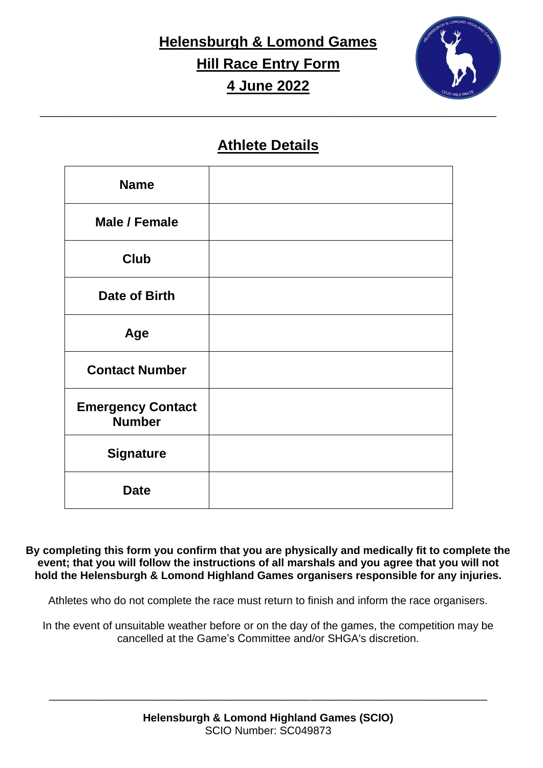# Helensburgh & Lomond Games

## Hill Race Entry Form

## 4 June 2022

---

## Athlete Details

| | |
|---|---|
| **Name** | |
| **Male / Female** | |
| **Club** | |
| **Date of Birth** | |
| **Age** | |
| **Contact Number** | |
| **Emergency Contact Number** | |
| **Signature** | |
| **Date** | |

**By completing this form you confirm that you are physically and medically fit to complete the event; that you will follow the instructions of all marshals and you agree that you will not hold the Helensburgh & Lomond Highland Games organisers responsible for any injuries.**

Athletes who do not complete the race must return to finish and inform the race organisers.

In the event of unsuitable weather before or on the day of the games, the competition may be cancelled at the Game's Committee and/or SHGA's discretion.

---

**Helensburgh & Lomond Highland Games (SCIO)**
SCIO Number: SC049873